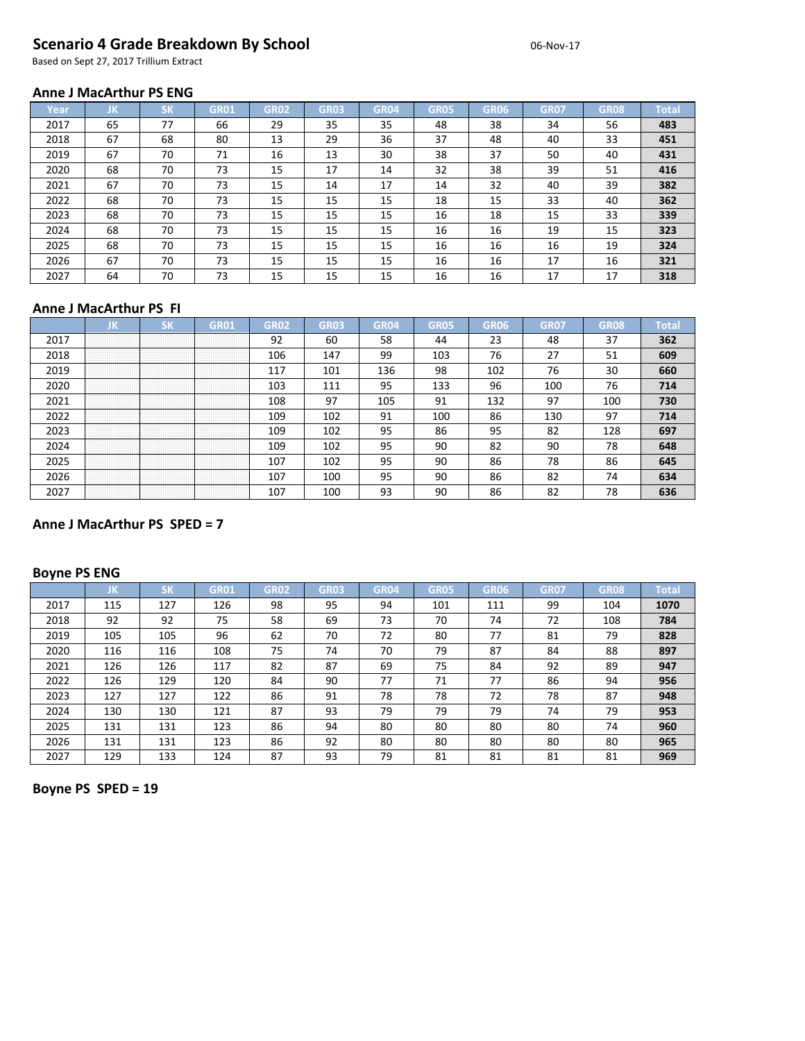# Scenario 4 Grade Breakdown By School

06-Nov-17

Based on Sept 27, 2017 Trillium Extract

### Anne J MacArthur PS ENG

| Year | JK | SK | GR01 | GR02 | GR03 | GR04 | GR05 | GR06 | GR07 | GR08 | Total |
|---|---|---|---|---|---|---|---|---|---|---|---|
| 2017 | 65 | 77 | 66 | 29 | 35 | 35 | 48 | 38 | 34 | 56 | **483** |
| 2018 | 67 | 68 | 80 | 13 | 29 | 36 | 37 | 48 | 40 | 33 | **451** |
| 2019 | 67 | 70 | 71 | 16 | 13 | 30 | 38 | 37 | 50 | 40 | **431** |
| 2020 | 68 | 70 | 73 | 15 | 17 | 14 | 32 | 38 | 39 | 51 | **416** |
| 2021 | 67 | 70 | 73 | 15 | 14 | 17 | 14 | 32 | 40 | 39 | **382** |
| 2022 | 68 | 70 | 73 | 15 | 15 | 15 | 18 | 15 | 33 | 40 | **362** |
| 2023 | 68 | 70 | 73 | 15 | 15 | 15 | 16 | 18 | 15 | 33 | **339** |
| 2024 | 68 | 70 | 73 | 15 | 15 | 15 | 16 | 16 | 19 | 15 | **323** |
| 2025 | 68 | 70 | 73 | 15 | 15 | 15 | 16 | 16 | 16 | 19 | **324** |
| 2026 | 67 | 70 | 73 | 15 | 15 | 15 | 16 | 16 | 17 | 16 | **321** |
| 2027 | 64 | 70 | 73 | 15 | 15 | 15 | 16 | 16 | 17 | 17 | **318** |

### Anne J MacArthur PS FI

| | JK | SK | GR01 | GR02 | GR03 | GR04 | GR05 | GR06 | GR07 | GR08 | Total |
|---|---|---|---|---|---|---|---|---|---|---|---|
| 2017 | | | | 92 | 60 | 58 | 44 | 23 | 48 | 37 | **362** |
| 2018 | | | | 106 | 147 | 99 | 103 | 76 | 27 | 51 | **609** |
| 2019 | | | | 117 | 101 | 136 | 98 | 102 | 76 | 30 | **660** |
| 2020 | | | | 103 | 111 | 95 | 133 | 96 | 100 | 76 | **714** |
| 2021 | | | | 108 | 97 | 105 | 91 | 132 | 97 | 100 | **730** |
| 2022 | | | | 109 | 102 | 91 | 100 | 86 | 130 | 97 | **714** |
| 2023 | | | | 109 | 102 | 95 | 86 | 95 | 82 | 128 | **697** |
| 2024 | | | | 109 | 102 | 95 | 90 | 82 | 90 | 78 | **648** |
| 2025 | | | | 107 | 102 | 95 | 90 | 86 | 78 | 86 | **645** |
| 2026 | | | | 107 | 100 | 95 | 90 | 86 | 82 | 74 | **634** |
| 2027 | | | | 107 | 100 | 93 | 90 | 86 | 82 | 78 | **636** |

### Anne J MacArthur PS SPED = 7

### Boyne PS ENG

| | JK | SK | GR01 | GR02 | GR03 | GR04 | GR05 | GR06 | GR07 | GR08 | Total |
|---|---|---|---|---|---|---|---|---|---|---|---|
| 2017 | 115 | 127 | 126 | 98 | 95 | 94 | 101 | 111 | 99 | 104 | **1070** |
| 2018 | 92 | 92 | 75 | 58 | 69 | 73 | 70 | 74 | 72 | 108 | **784** |
| 2019 | 105 | 105 | 96 | 62 | 70 | 72 | 80 | 77 | 81 | 79 | **828** |
| 2020 | 116 | 116 | 108 | 75 | 74 | 70 | 79 | 87 | 84 | 88 | **897** |
| 2021 | 126 | 126 | 117 | 82 | 87 | 69 | 75 | 84 | 92 | 89 | **947** |
| 2022 | 126 | 129 | 120 | 84 | 90 | 77 | 71 | 77 | 86 | 94 | **956** |
| 2023 | 127 | 127 | 122 | 86 | 91 | 78 | 78 | 72 | 78 | 87 | **948** |
| 2024 | 130 | 130 | 121 | 87 | 93 | 79 | 79 | 79 | 74 | 79 | **953** |
| 2025 | 131 | 131 | 123 | 86 | 94 | 80 | 80 | 80 | 80 | 74 | **960** |
| 2026 | 131 | 131 | 123 | 86 | 92 | 80 | 80 | 80 | 80 | 80 | **965** |
| 2027 | 129 | 133 | 124 | 87 | 93 | 79 | 81 | 81 | 81 | 81 | **969** |

### Boyne PS SPED = 19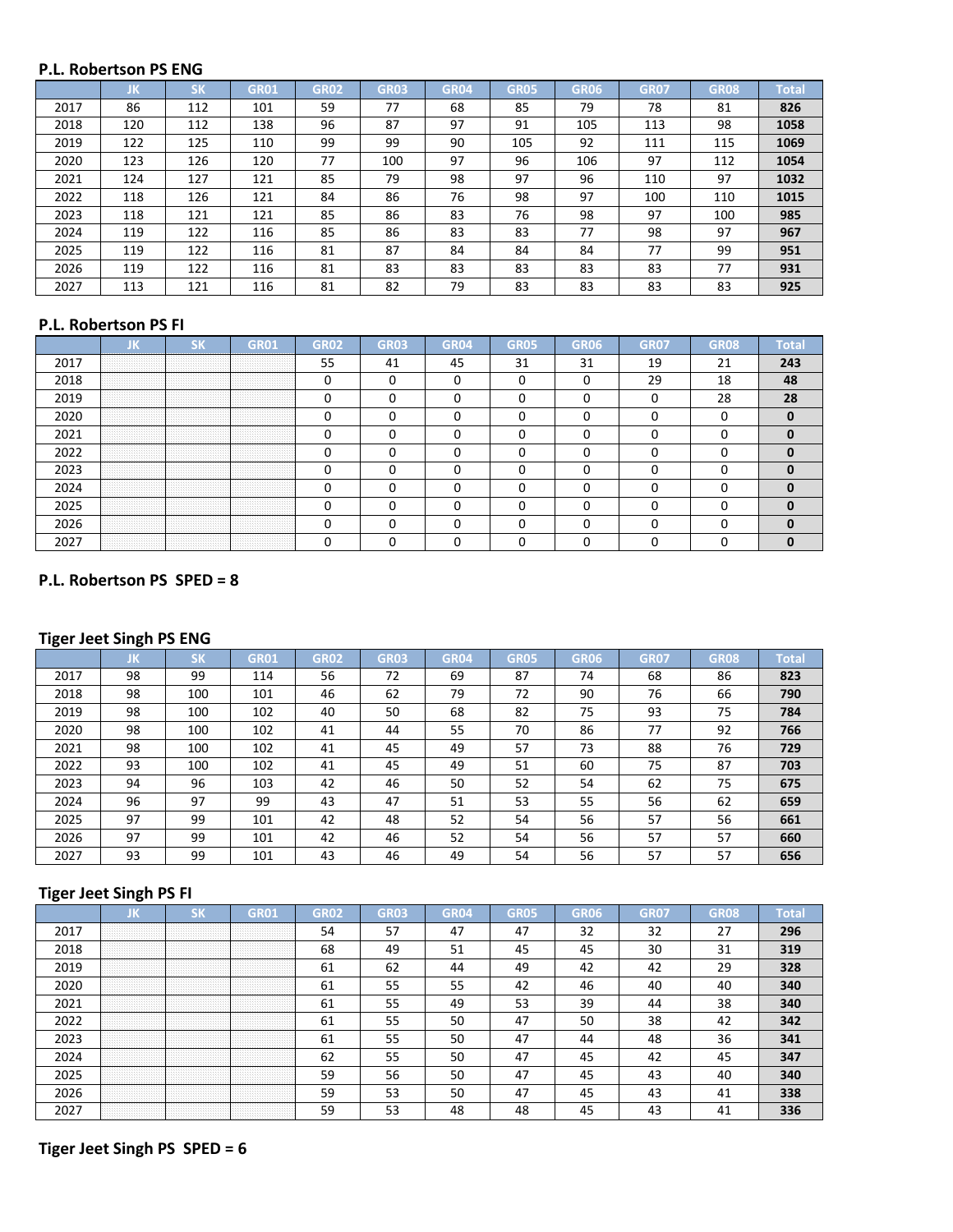**P.L. Robertson PS ENG**

| | JK | SK | GR01 | GR02 | GR03 | GR04 | GR05 | GR06 | GR07 | GR08 | Total |
|---|---|---|---|---|---|---|---|---|---|---|---|
| 2017 | 86 | 112 | 101 | 59 | 77 | 68 | 85 | 79 | 78 | 81 | **826** |
| 2018 | 120 | 112 | 138 | 96 | 87 | 97 | 91 | 105 | 113 | 98 | **1058** |
| 2019 | 122 | 125 | 110 | 99 | 99 | 90 | 105 | 92 | 111 | 115 | **1069** |
| 2020 | 123 | 126 | 120 | 77 | 100 | 97 | 96 | 106 | 97 | 112 | **1054** |
| 2021 | 124 | 127 | 121 | 85 | 79 | 98 | 97 | 96 | 110 | 97 | **1032** |
| 2022 | 118 | 126 | 121 | 84 | 86 | 76 | 98 | 97 | 100 | 110 | **1015** |
| 2023 | 118 | 121 | 121 | 85 | 86 | 83 | 76 | 98 | 97 | 100 | **985** |
| 2024 | 119 | 122 | 116 | 85 | 86 | 83 | 83 | 77 | 98 | 97 | **967** |
| 2025 | 119 | 122 | 116 | 81 | 87 | 84 | 84 | 84 | 77 | 99 | **951** |
| 2026 | 119 | 122 | 116 | 81 | 83 | 83 | 83 | 83 | 83 | 77 | **931** |
| 2027 | 113 | 121 | 116 | 81 | 82 | 79 | 83 | 83 | 83 | 83 | **925** |

**P.L. Robertson PS FI**

| | JK | SK | GR01 | GR02 | GR03 | GR04 | GR05 | GR06 | GR07 | GR08 | Total |
|---|---|---|---|---|---|---|---|---|---|---|---|
| 2017 | | | | 55 | 41 | 45 | 31 | 31 | 19 | 21 | **243** |
| 2018 | | | | 0 | 0 | 0 | 0 | 0 | 29 | 18 | **48** |
| 2019 | | | | 0 | 0 | 0 | 0 | 0 | 0 | 28 | **28** |
| 2020 | | | | 0 | 0 | 0 | 0 | 0 | 0 | 0 | **0** |
| 2021 | | | | 0 | 0 | 0 | 0 | 0 | 0 | 0 | **0** |
| 2022 | | | | 0 | 0 | 0 | 0 | 0 | 0 | 0 | **0** |
| 2023 | | | | 0 | 0 | 0 | 0 | 0 | 0 | 0 | **0** |
| 2024 | | | | 0 | 0 | 0 | 0 | 0 | 0 | 0 | **0** |
| 2025 | | | | 0 | 0 | 0 | 0 | 0 | 0 | 0 | **0** |
| 2026 | | | | 0 | 0 | 0 | 0 | 0 | 0 | 0 | **0** |
| 2027 | | | | 0 | 0 | 0 | 0 | 0 | 0 | 0 | **0** |

**P.L. Robertson PS SPED = 8**

**Tiger Jeet Singh PS ENG**

| | JK | SK | GR01 | GR02 | GR03 | GR04 | GR05 | GR06 | GR07 | GR08 | Total |
|---|---|---|---|---|---|---|---|---|---|---|---|
| 2017 | 98 | 99 | 114 | 56 | 72 | 69 | 87 | 74 | 68 | 86 | **823** |
| 2018 | 98 | 100 | 101 | 46 | 62 | 79 | 72 | 90 | 76 | 66 | **790** |
| 2019 | 98 | 100 | 102 | 40 | 50 | 68 | 82 | 75 | 93 | 75 | **784** |
| 2020 | 98 | 100 | 102 | 41 | 44 | 55 | 70 | 86 | 77 | 92 | **766** |
| 2021 | 98 | 100 | 102 | 41 | 45 | 49 | 57 | 73 | 88 | 76 | **729** |
| 2022 | 93 | 100 | 102 | 41 | 45 | 49 | 51 | 60 | 75 | 87 | **703** |
| 2023 | 94 | 96 | 103 | 42 | 46 | 50 | 52 | 54 | 62 | 75 | **675** |
| 2024 | 96 | 97 | 99 | 43 | 47 | 51 | 53 | 55 | 56 | 62 | **659** |
| 2025 | 97 | 99 | 101 | 42 | 48 | 52 | 54 | 56 | 57 | 56 | **661** |
| 2026 | 97 | 99 | 101 | 42 | 46 | 52 | 54 | 56 | 57 | 57 | **660** |
| 2027 | 93 | 99 | 101 | 43 | 46 | 49 | 54 | 56 | 57 | 57 | **656** |

**Tiger Jeet Singh PS FI**

| | JK | SK | GR01 | GR02 | GR03 | GR04 | GR05 | GR06 | GR07 | GR08 | Total |
|---|---|---|---|---|---|---|---|---|---|---|---|
| 2017 | | | | 54 | 57 | 47 | 47 | 32 | 32 | 27 | **296** |
| 2018 | | | | 68 | 49 | 51 | 45 | 45 | 30 | 31 | **319** |
| 2019 | | | | 61 | 62 | 44 | 49 | 42 | 42 | 29 | **328** |
| 2020 | | | | 61 | 55 | 55 | 42 | 46 | 40 | 40 | **340** |
| 2021 | | | | 61 | 55 | 49 | 53 | 39 | 44 | 38 | **340** |
| 2022 | | | | 61 | 55 | 50 | 47 | 50 | 38 | 42 | **342** |
| 2023 | | | | 61 | 55 | 50 | 47 | 44 | 48 | 36 | **341** |
| 2024 | | | | 62 | 55 | 50 | 47 | 45 | 42 | 45 | **347** |
| 2025 | | | | 59 | 56 | 50 | 47 | 45 | 43 | 40 | **340** |
| 2026 | | | | 59 | 53 | 50 | 47 | 45 | 43 | 41 | **338** |
| 2027 | | | | 59 | 53 | 48 | 48 | 45 | 43 | 41 | **336** |

**Tiger Jeet Singh PS SPED = 6**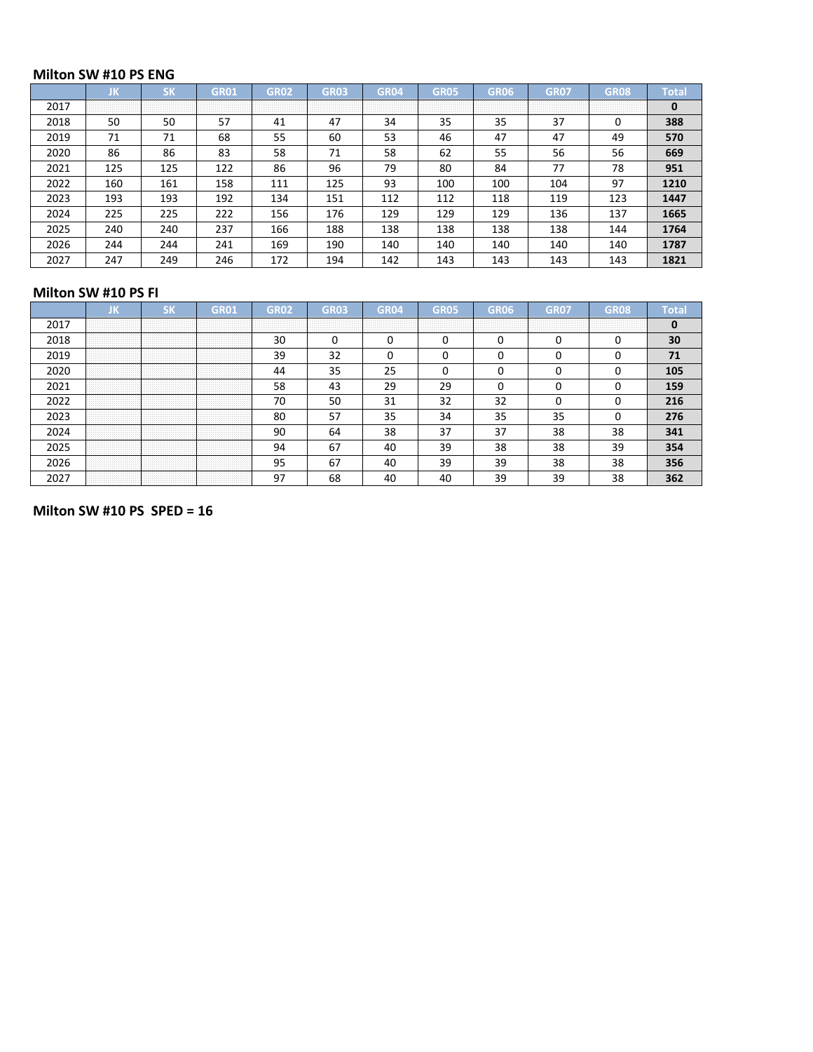### Milton SW #10 PS ENG

| | JK | SK | GR01 | GR02 | GR03 | GR04 | GR05 | GR06 | GR07 | GR08 | Total |
|---|---|---|---|---|---|---|---|---|---|---|---|
| 2017 | | | | | | | | | | | **0** |
| 2018 | 50 | 50 | 57 | 41 | 47 | 34 | 35 | 35 | 37 | 0 | **388** |
| 2019 | 71 | 71 | 68 | 55 | 60 | 53 | 46 | 47 | 47 | 49 | **570** |
| 2020 | 86 | 86 | 83 | 58 | 71 | 58 | 62 | 55 | 56 | 56 | **669** |
| 2021 | 125 | 125 | 122 | 86 | 96 | 79 | 80 | 84 | 77 | 78 | **951** |
| 2022 | 160 | 161 | 158 | 111 | 125 | 93 | 100 | 100 | 104 | 97 | **1210** |
| 2023 | 193 | 193 | 192 | 134 | 151 | 112 | 112 | 118 | 119 | 123 | **1447** |
| 2024 | 225 | 225 | 222 | 156 | 176 | 129 | 129 | 129 | 136 | 137 | **1665** |
| 2025 | 240 | 240 | 237 | 166 | 188 | 138 | 138 | 138 | 138 | 144 | **1764** |
| 2026 | 244 | 244 | 241 | 169 | 190 | 140 | 140 | 140 | 140 | 140 | **1787** |
| 2027 | 247 | 249 | 246 | 172 | 194 | 142 | 143 | 143 | 143 | 143 | **1821** |

### Milton SW #10 PS FI

| | JK | SK | GR01 | GR02 | GR03 | GR04 | GR05 | GR06 | GR07 | GR08 | Total |
|---|---|---|---|---|---|---|---|---|---|---|---|
| 2017 | | | | | | | | | | | **0** |
| 2018 | | | | 30 | 0 | 0 | 0 | 0 | 0 | 0 | **30** |
| 2019 | | | | 39 | 32 | 0 | 0 | 0 | 0 | 0 | **71** |
| 2020 | | | | 44 | 35 | 25 | 0 | 0 | 0 | 0 | **105** |
| 2021 | | | | 58 | 43 | 29 | 29 | 0 | 0 | 0 | **159** |
| 2022 | | | | 70 | 50 | 31 | 32 | 32 | 0 | 0 | **216** |
| 2023 | | | | 80 | 57 | 35 | 34 | 35 | 35 | 0 | **276** |
| 2024 | | | | 90 | 64 | 38 | 37 | 37 | 38 | 38 | **341** |
| 2025 | | | | 94 | 67 | 40 | 39 | 38 | 38 | 39 | **354** |
| 2026 | | | | 95 | 67 | 40 | 39 | 39 | 38 | 38 | **356** |
| 2027 | | | | 97 | 68 | 40 | 40 | 39 | 39 | 38 | **362** |

### Milton SW #10 PS SPED = 16